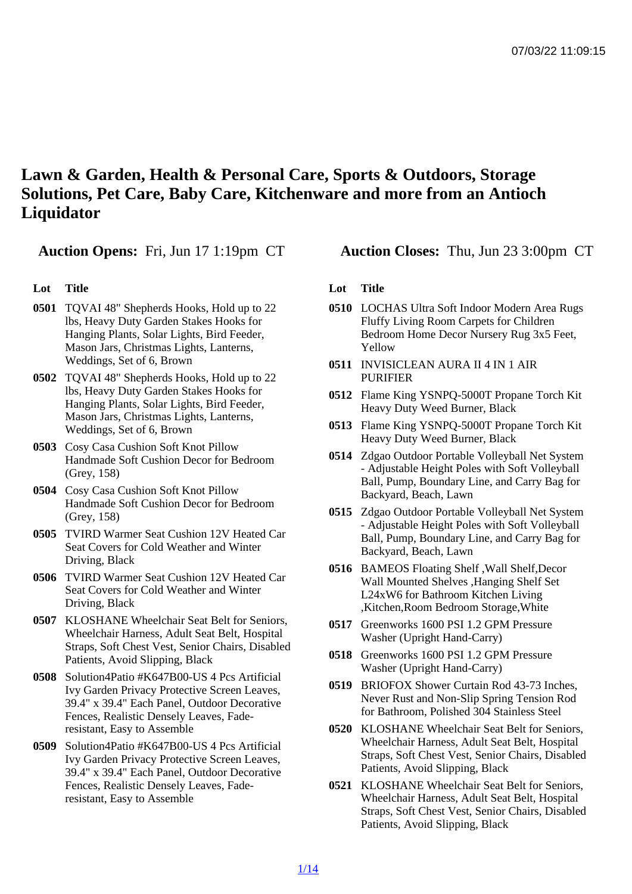# Lawn & Garden, Health & Personal Care, Sports & Outdoors, Storage Solutions, Pet Care, Baby Care, Kitchenware and more from an Antioch Liquidator

**Auction Opens:** Fri, Jun 17 1:19pm CT

**Auction Closes:** Thu, Jun 23 3:00pm CT

| Lot | Title |
|---|---|
| 0501 | TQVAI 48" Shepherds Hooks, Hold up to 22 lbs, Heavy Duty Garden Stakes Hooks for Hanging Plants, Solar Lights, Bird Feeder, Mason Jars, Christmas Lights, Lanterns, Weddings, Set of 6, Brown |
| 0502 | TQVAI 48" Shepherds Hooks, Hold up to 22 lbs, Heavy Duty Garden Stakes Hooks for Hanging Plants, Solar Lights, Bird Feeder, Mason Jars, Christmas Lights, Lanterns, Weddings, Set of 6, Brown |
| 0503 | Cosy Casa Cushion Soft Knot Pillow Handmade Soft Cushion Decor for Bedroom (Grey, 158) |
| 0504 | Cosy Casa Cushion Soft Knot Pillow Handmade Soft Cushion Decor for Bedroom (Grey, 158) |
| 0505 | TVIRD Warmer Seat Cushion 12V Heated Car Seat Covers for Cold Weather and Winter Driving, Black |
| 0506 | TVIRD Warmer Seat Cushion 12V Heated Car Seat Covers for Cold Weather and Winter Driving, Black |
| 0507 | KLOSHANE Wheelchair Seat Belt for Seniors, Wheelchair Harness, Adult Seat Belt, Hospital Straps, Soft Chest Vest, Senior Chairs, Disabled Patients, Avoid Slipping, Black |
| 0508 | Solution4Patio #K647B00-US 4 Pcs Artificial Ivy Garden Privacy Protective Screen Leaves, 39.4" x 39.4" Each Panel, Outdoor Decorative Fences, Realistic Densely Leaves, Fade-resistant, Easy to Assemble |
| 0509 | Solution4Patio #K647B00-US 4 Pcs Artificial Ivy Garden Privacy Protective Screen Leaves, 39.4" x 39.4" Each Panel, Outdoor Decorative Fences, Realistic Densely Leaves, Fade-resistant, Easy to Assemble |
| 0510 | LOCHAS Ultra Soft Indoor Modern Area Rugs Fluffy Living Room Carpets for Children Bedroom Home Decor Nursery Rug 3x5 Feet, Yellow |
| 0511 | INVISICLEAN AURA II 4 IN 1 AIR PURIFIER |
| 0512 | Flame King YSNPQ-5000T Propane Torch Kit Heavy Duty Weed Burner, Black |
| 0513 | Flame King YSNPQ-5000T Propane Torch Kit Heavy Duty Weed Burner, Black |
| 0514 | Zdgao Outdoor Portable Volleyball Net System - Adjustable Height Poles with Soft Volleyball Ball, Pump, Boundary Line, and Carry Bag for Backyard, Beach, Lawn |
| 0515 | Zdgao Outdoor Portable Volleyball Net System - Adjustable Height Poles with Soft Volleyball Ball, Pump, Boundary Line, and Carry Bag for Backyard, Beach, Lawn |
| 0516 | BAMEOS Floating Shelf ,Wall Shelf,Decor Wall Mounted Shelves ,Hanging Shelf Set L24xW6 for Bathroom Kitchen Living ,Kitchen,Room Bedroom Storage,White |
| 0517 | Greenworks 1600 PSI 1.2 GPM Pressure Washer (Upright Hand-Carry) |
| 0518 | Greenworks 1600 PSI 1.2 GPM Pressure Washer (Upright Hand-Carry) |
| 0519 | BRIOFOX Shower Curtain Rod 43-73 Inches, Never Rust and Non-Slip Spring Tension Rod for Bathroom, Polished 304 Stainless Steel |
| 0520 | KLOSHANE Wheelchair Seat Belt for Seniors, Wheelchair Harness, Adult Seat Belt, Hospital Straps, Soft Chest Vest, Senior Chairs, Disabled Patients, Avoid Slipping, Black |
| 0521 | KLOSHANE Wheelchair Seat Belt for Seniors, Wheelchair Harness, Adult Seat Belt, Hospital Straps, Soft Chest Vest, Senior Chairs, Disabled Patients, Avoid Slipping, Black |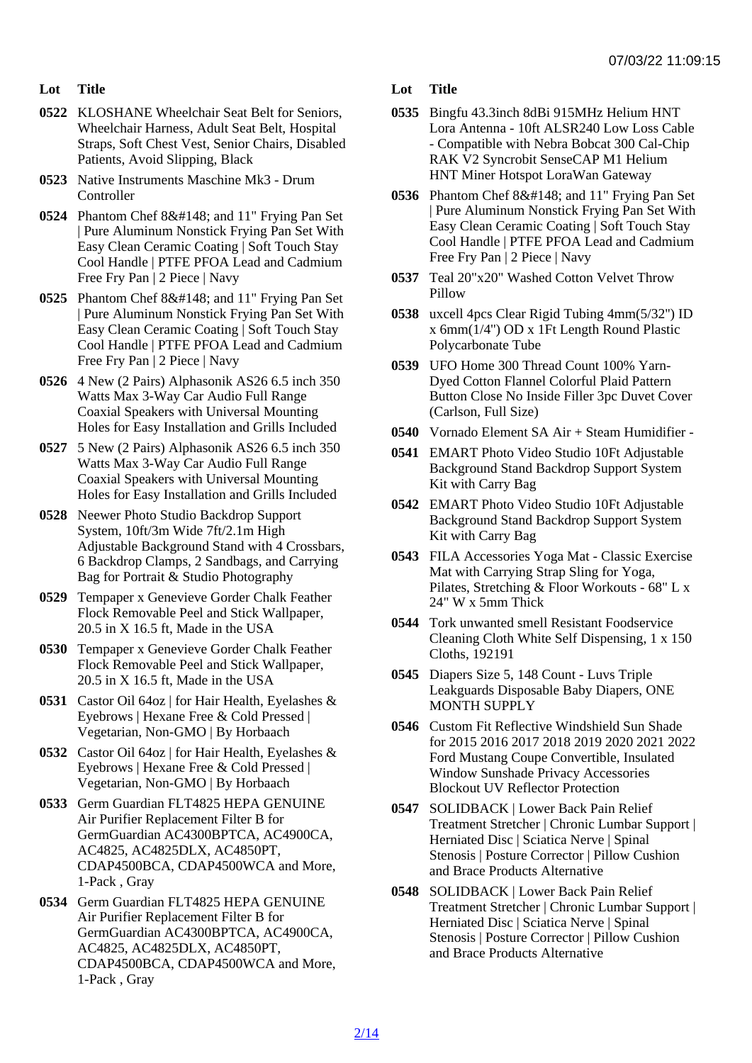| Lot | Title |
|---|---|
| 0522 | KLOSHANE Wheelchair Seat Belt for Seniors, Wheelchair Harness, Adult Seat Belt, Hospital Straps, Soft Chest Vest, Senior Chairs, Disabled Patients, Avoid Slipping, Black |
| 0523 | Native Instruments Maschine Mk3 - Drum Controller |
| 0524 | Phantom Chef 8&#148; and 11" Frying Pan Set \| Pure Aluminum Nonstick Frying Pan Set With Easy Clean Ceramic Coating \| Soft Touch Stay Cool Handle \| PTFE PFOA Lead and Cadmium Free Fry Pan \| 2 Piece \| Navy |
| 0525 | Phantom Chef 8&#148; and 11" Frying Pan Set \| Pure Aluminum Nonstick Frying Pan Set With Easy Clean Ceramic Coating \| Soft Touch Stay Cool Handle \| PTFE PFOA Lead and Cadmium Free Fry Pan \| 2 Piece \| Navy |
| 0526 | 4 New (2 Pairs) Alphasonik AS26 6.5 inch 350 Watts Max 3-Way Car Audio Full Range Coaxial Speakers with Universal Mounting Holes for Easy Installation and Grills Included |
| 0527 | 5 New (2 Pairs) Alphasonik AS26 6.5 inch 350 Watts Max 3-Way Car Audio Full Range Coaxial Speakers with Universal Mounting Holes for Easy Installation and Grills Included |
| 0528 | Neewer Photo Studio Backdrop Support System, 10ft/3m Wide 7ft/2.1m High Adjustable Background Stand with 4 Crossbars, 6 Backdrop Clamps, 2 Sandbags, and Carrying Bag for Portrait & Studio Photography |
| 0529 | Tempaper x Genevieve Gorder Chalk Feather Flock Removable Peel and Stick Wallpaper, 20.5 in X 16.5 ft, Made in the USA |
| 0530 | Tempaper x Genevieve Gorder Chalk Feather Flock Removable Peel and Stick Wallpaper, 20.5 in X 16.5 ft, Made in the USA |
| 0531 | Castor Oil 64oz \| for Hair Health, Eyelashes & Eyebrows \| Hexane Free & Cold Pressed \| Vegetarian, Non-GMO \| By Horbaach |
| 0532 | Castor Oil 64oz \| for Hair Health, Eyelashes & Eyebrows \| Hexane Free & Cold Pressed \| Vegetarian, Non-GMO \| By Horbaach |
| 0533 | Germ Guardian FLT4825 HEPA GENUINE Air Purifier Replacement Filter B for GermGuardian AC4300BPTCA, AC4900CA, AC4825, AC4825DLX, AC4850PT, CDAP4500BCA, CDAP4500WCA and More, 1-Pack , Gray |
| 0534 | Germ Guardian FLT4825 HEPA GENUINE Air Purifier Replacement Filter B for GermGuardian AC4300BPTCA, AC4900CA, AC4825, AC4825DLX, AC4850PT, CDAP4500BCA, CDAP4500WCA and More, 1-Pack , Gray |
| 0535 | Bingfu 43.3inch 8dBi 915MHz Helium HNT Lora Antenna - 10ft ALSR240 Low Loss Cable - Compatible with Nebra Bobcat 300 Cal-Chip RAK V2 Syncrobit SenseCAP M1 Helium HNT Miner Hotspot LoraWan Gateway |
| 0536 | Phantom Chef 8&#148; and 11" Frying Pan Set \| Pure Aluminum Nonstick Frying Pan Set With Easy Clean Ceramic Coating \| Soft Touch Stay Cool Handle \| PTFE PFOA Lead and Cadmium Free Fry Pan \| 2 Piece \| Navy |
| 0537 | Teal 20"x20" Washed Cotton Velvet Throw Pillow |
| 0538 | uxcell 4pcs Clear Rigid Tubing 4mm(5/32") ID x 6mm(1/4") OD x 1Ft Length Round Plastic Polycarbonate Tube |
| 0539 | UFO Home 300 Thread Count 100% Yarn-Dyed Cotton Flannel Colorful Plaid Pattern Button Close No Inside Filler 3pc Duvet Cover (Carlson, Full Size) |
| 0540 | Vornado Element SA Air + Steam Humidifier - |
| 0541 | EMART Photo Video Studio 10Ft Adjustable Background Stand Backdrop Support System Kit with Carry Bag |
| 0542 | EMART Photo Video Studio 10Ft Adjustable Background Stand Backdrop Support System Kit with Carry Bag |
| 0543 | FILA Accessories Yoga Mat - Classic Exercise Mat with Carrying Strap Sling for Yoga, Pilates, Stretching & Floor Workouts - 68" L x 24" W x 5mm Thick |
| 0544 | Tork unwanted smell Resistant Foodservice Cleaning Cloth White Self Dispensing, 1 x 150 Cloths, 192191 |
| 0545 | Diapers Size 5, 148 Count - Luvs Triple Leakguards Disposable Baby Diapers, ONE MONTH SUPPLY |
| 0546 | Custom Fit Reflective Windshield Sun Shade for 2015 2016 2017 2018 2019 2020 2021 2022 Ford Mustang Coupe Convertible, Insulated Window Sunshade Privacy Accessories Blockout UV Reflector Protection |
| 0547 | SOLIDBACK \| Lower Back Pain Relief Treatment Stretcher \| Chronic Lumbar Support \| Herniated Disc \| Sciatica Nerve \| Spinal Stenosis \| Posture Corrector \| Pillow Cushion and Brace Products Alternative |
| 0548 | SOLIDBACK \| Lower Back Pain Relief Treatment Stretcher \| Chronic Lumbar Support \| Herniated Disc \| Sciatica Nerve \| Spinal Stenosis \| Posture Corrector \| Pillow Cushion and Brace Products Alternative |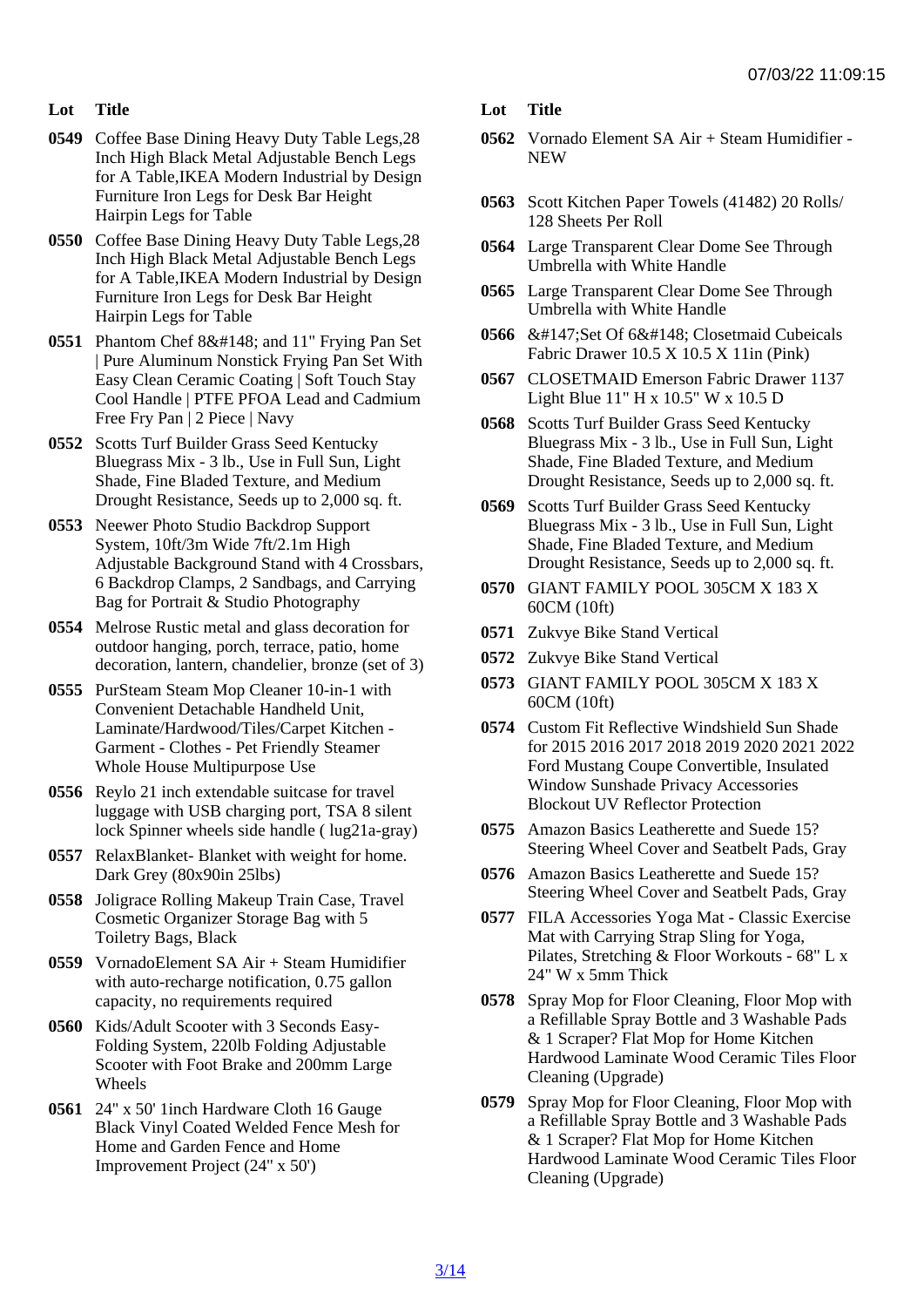| Lot | Title |
|---|---|
| 0549 | Coffee Base Dining Heavy Duty Table Legs,28 Inch High Black Metal Adjustable Bench Legs for A Table,IKEA Modern Industrial by Design Furniture Iron Legs for Desk Bar Height Hairpin Legs for Table |
| 0550 | Coffee Base Dining Heavy Duty Table Legs,28 Inch High Black Metal Adjustable Bench Legs for A Table,IKEA Modern Industrial by Design Furniture Iron Legs for Desk Bar Height Hairpin Legs for Table |
| 0551 | Phantom Chef 8&#148; and 11" Frying Pan Set \| Pure Aluminum Nonstick Frying Pan Set With Easy Clean Ceramic Coating \| Soft Touch Stay Cool Handle \| PTFE PFOA Lead and Cadmium Free Fry Pan \| 2 Piece \| Navy |
| 0552 | Scotts Turf Builder Grass Seed Kentucky Bluegrass Mix - 3 lb., Use in Full Sun, Light Shade, Fine Bladed Texture, and Medium Drought Resistance, Seeds up to 2,000 sq. ft. |
| 0553 | Neewer Photo Studio Backdrop Support System, 10ft/3m Wide 7ft/2.1m High Adjustable Background Stand with 4 Crossbars, 6 Backdrop Clamps, 2 Sandbags, and Carrying Bag for Portrait & Studio Photography |
| 0554 | Melrose Rustic metal and glass decoration for outdoor hanging, porch, terrace, patio, home decoration, lantern, chandelier, bronze (set of 3) |
| 0555 | PurSteam Steam Mop Cleaner 10-in-1 with Convenient Detachable Handheld Unit, Laminate/Hardwood/Tiles/Carpet Kitchen - Garment - Clothes - Pet Friendly Steamer Whole House Multipurpose Use |
| 0556 | Reylo 21 inch extendable suitcase for travel luggage with USB charging port, TSA 8 silent lock Spinner wheels side handle ( lug21a-gray) |
| 0557 | RelaxBlanket- Blanket with weight for home. Dark Grey (80x90in 25lbs) |
| 0558 | Joligrace Rolling Makeup Train Case, Travel Cosmetic Organizer Storage Bag with 5 Toiletry Bags, Black |
| 0559 | VornadoElement SA Air + Steam Humidifier with auto-recharge notification, 0.75 gallon capacity, no requirements required |
| 0560 | Kids/Adult Scooter with 3 Seconds Easy-Folding System, 220lb Folding Adjustable Scooter with Foot Brake and 200mm Large Wheels |
| 0561 | 24" x 50' 1inch Hardware Cloth 16 Gauge Black Vinyl Coated Welded Fence Mesh for Home and Garden Fence and Home Improvement Project (24" x 50') |
| 0562 | Vornado Element SA Air + Steam Humidifier - NEW |
| 0563 | Scott Kitchen Paper Towels (41482) 20 Rolls/ 128 Sheets Per Roll |
| 0564 | Large Transparent Clear Dome See Through Umbrella with White Handle |
| 0565 | Large Transparent Clear Dome See Through Umbrella with White Handle |
| 0566 | &#147;Set Of 6&#148; Closetmaid Cubeicals Fabric Drawer 10.5 X 10.5 X 11in (Pink) |
| 0567 | CLOSETMAID Emerson Fabric Drawer 1137 Light Blue 11" H x 10.5" W x 10.5 D |
| 0568 | Scotts Turf Builder Grass Seed Kentucky Bluegrass Mix - 3 lb., Use in Full Sun, Light Shade, Fine Bladed Texture, and Medium Drought Resistance, Seeds up to 2,000 sq. ft. |
| 0569 | Scotts Turf Builder Grass Seed Kentucky Bluegrass Mix - 3 lb., Use in Full Sun, Light Shade, Fine Bladed Texture, and Medium Drought Resistance, Seeds up to 2,000 sq. ft. |
| 0570 | GIANT FAMILY POOL 305CM X 183 X 60CM (10ft) |
| 0571 | Zukvye Bike Stand Vertical |
| 0572 | Zukvye Bike Stand Vertical |
| 0573 | GIANT FAMILY POOL 305CM X 183 X 60CM (10ft) |
| 0574 | Custom Fit Reflective Windshield Sun Shade for 2015 2016 2017 2018 2019 2020 2021 2022 Ford Mustang Coupe Convertible, Insulated Window Sunshade Privacy Accessories Blockout UV Reflector Protection |
| 0575 | Amazon Basics Leatherette and Suede 15? Steering Wheel Cover and Seatbelt Pads, Gray |
| 0576 | Amazon Basics Leatherette and Suede 15? Steering Wheel Cover and Seatbelt Pads, Gray |
| 0577 | FILA Accessories Yoga Mat - Classic Exercise Mat with Carrying Strap Sling for Yoga, Pilates, Stretching & Floor Workouts - 68" L x 24" W x 5mm Thick |
| 0578 | Spray Mop for Floor Cleaning, Floor Mop with a Refillable Spray Bottle and 3 Washable Pads & 1 Scraper? Flat Mop for Home Kitchen Hardwood Laminate Wood Ceramic Tiles Floor Cleaning (Upgrade) |
| 0579 | Spray Mop for Floor Cleaning, Floor Mop with a Refillable Spray Bottle and 3 Washable Pads & 1 Scraper? Flat Mop for Home Kitchen Hardwood Laminate Wood Ceramic Tiles Floor Cleaning (Upgrade) |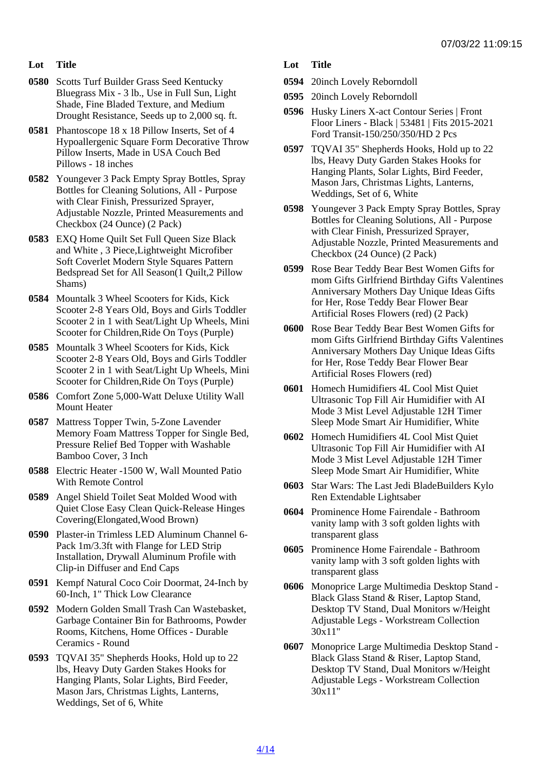| Lot | Title |
| --- | --- |
| 0580 | Scotts Turf Builder Grass Seed Kentucky Bluegrass Mix - 3 lb., Use in Full Sun, Light Shade, Fine Bladed Texture, and Medium Drought Resistance, Seeds up to 2,000 sq. ft. |
| 0581 | Phantoscope 18 x 18 Pillow Inserts, Set of 4 Hypoallergenic Square Form Decorative Throw Pillow Inserts, Made in USA Couch Bed Pillows - 18 inches |
| 0582 | Youngever 3 Pack Empty Spray Bottles, Spray Bottles for Cleaning Solutions, All - Purpose with Clear Finish, Pressurized Sprayer, Adjustable Nozzle, Printed Measurements and Checkbox (24 Ounce) (2 Pack) |
| 0583 | EXQ Home Quilt Set Full Queen Size Black and White , 3 Piece,Lightweight Microfiber Soft Coverlet Modern Style Squares Pattern Bedspread Set for All Season(1 Quilt,2 Pillow Shams) |
| 0584 | Mountalk 3 Wheel Scooters for Kids, Kick Scooter 2-8 Years Old, Boys and Girls Toddler Scooter 2 in 1 with Seat/Light Up Wheels, Mini Scooter for Children,Ride On Toys (Purple) |
| 0585 | Mountalk 3 Wheel Scooters for Kids, Kick Scooter 2-8 Years Old, Boys and Girls Toddler Scooter 2 in 1 with Seat/Light Up Wheels, Mini Scooter for Children,Ride On Toys (Purple) |
| 0586 | Comfort Zone 5,000-Watt Deluxe Utility Wall Mount Heater |
| 0587 | Mattress Topper Twin, 5-Zone Lavender Memory Foam Mattress Topper for Single Bed, Pressure Relief Bed Topper with Washable Bamboo Cover, 3 Inch |
| 0588 | Electric Heater -1500 W, Wall Mounted Patio With Remote Control |
| 0589 | Angel Shield Toilet Seat Molded Wood with Quiet Close Easy Clean Quick-Release Hinges Covering(Elongated,Wood Brown) |
| 0590 | Plaster-in Trimless LED Aluminum Channel 6-Pack 1m/3.3ft with Flange for LED Strip Installation, Drywall Aluminum Profile with Clip-in Diffuser and End Caps |
| 0591 | Kempf Natural Coco Coir Doormat, 24-Inch by 60-Inch, 1" Thick Low Clearance |
| 0592 | Modern Golden Small Trash Can Wastebasket, Garbage Container Bin for Bathrooms, Powder Rooms, Kitchens, Home Offices - Durable Ceramics - Round |
| 0593 | TQVAI 35" Shepherds Hooks, Hold up to 22 lbs, Heavy Duty Garden Stakes Hooks for Hanging Plants, Solar Lights, Bird Feeder, Mason Jars, Christmas Lights, Lanterns, Weddings, Set of 6, White |
| 0594 | 20inch Lovely Reborndoll |
| 0595 | 20inch Lovely Reborndoll |
| 0596 | Husky Liners X-act Contour Series \| Front Floor Liners - Black \| 53481 \| Fits 2015-2021 Ford Transit-150/250/350/HD 2 Pcs |
| 0597 | TQVAI 35" Shepherds Hooks, Hold up to 22 lbs, Heavy Duty Garden Stakes Hooks for Hanging Plants, Solar Lights, Bird Feeder, Mason Jars, Christmas Lights, Lanterns, Weddings, Set of 6, White |
| 0598 | Youngever 3 Pack Empty Spray Bottles, Spray Bottles for Cleaning Solutions, All - Purpose with Clear Finish, Pressurized Sprayer, Adjustable Nozzle, Printed Measurements and Checkbox (24 Ounce) (2 Pack) |
| 0599 | Rose Bear Teddy Bear Best Women Gifts for mom Gifts Girlfriend Birthday Gifts Valentines Anniversary Mothers Day Unique Ideas Gifts for Her, Rose Teddy Bear Flower Bear Artificial Roses Flowers (red) (2 Pack) |
| 0600 | Rose Bear Teddy Bear Best Women Gifts for mom Gifts Girlfriend Birthday Gifts Valentines Anniversary Mothers Day Unique Ideas Gifts for Her, Rose Teddy Bear Flower Bear Artificial Roses Flowers (red) |
| 0601 | Homech Humidifiers 4L Cool Mist Quiet Ultrasonic Top Fill Air Humidifier with AI Mode 3 Mist Level Adjustable 12H Timer Sleep Mode Smart Air Humidifier, White |
| 0602 | Homech Humidifiers 4L Cool Mist Quiet Ultrasonic Top Fill Air Humidifier with AI Mode 3 Mist Level Adjustable 12H Timer Sleep Mode Smart Air Humidifier, White |
| 0603 | Star Wars: The Last Jedi BladeBuilders Kylo Ren Extendable Lightsaber |
| 0604 | Prominence Home Fairendale - Bathroom vanity lamp with 3 soft golden lights with transparent glass |
| 0605 | Prominence Home Fairendale - Bathroom vanity lamp with 3 soft golden lights with transparent glass |
| 0606 | Monoprice Large Multimedia Desktop Stand - Black Glass Stand & Riser, Laptop Stand, Desktop TV Stand, Dual Monitors w/Height Adjustable Legs - Workstream Collection 30x11" |
| 0607 | Monoprice Large Multimedia Desktop Stand - Black Glass Stand & Riser, Laptop Stand, Desktop TV Stand, Dual Monitors w/Height Adjustable Legs - Workstream Collection 30x11" |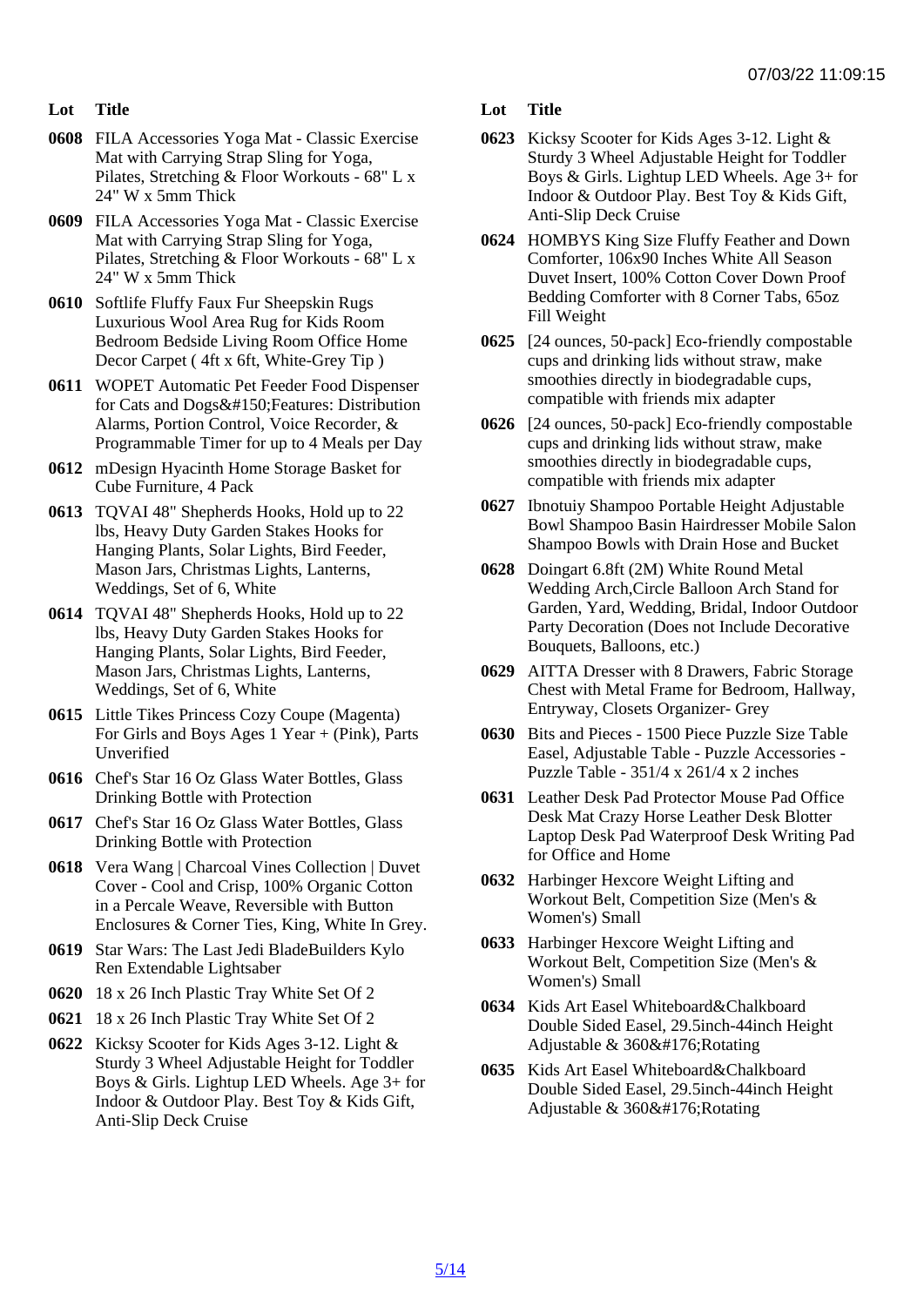| Lot | Title |
| --- | --- |
| 0608 | FILA Accessories Yoga Mat - Classic Exercise Mat with Carrying Strap Sling for Yoga, Pilates, Stretching & Floor Workouts - 68" L x 24" W x 5mm Thick |
| 0609 | FILA Accessories Yoga Mat - Classic Exercise Mat with Carrying Strap Sling for Yoga, Pilates, Stretching & Floor Workouts - 68" L x 24" W x 5mm Thick |
| 0610 | Softlife Fluffy Faux Fur Sheepskin Rugs Luxurious Wool Area Rug for Kids Room Bedroom Bedside Living Room Office Home Decor Carpet ( 4ft x 6ft, White-Grey Tip ) |
| 0611 | WOPET Automatic Pet Feeder Food Dispenser for Cats and Dogs&#150;Features: Distribution Alarms, Portion Control, Voice Recorder, & Programmable Timer for up to 4 Meals per Day |
| 0612 | mDesign Hyacinth Home Storage Basket for Cube Furniture, 4 Pack |
| 0613 | TQVAI 48" Shepherds Hooks, Hold up to 22 lbs, Heavy Duty Garden Stakes Hooks for Hanging Plants, Solar Lights, Bird Feeder, Mason Jars, Christmas Lights, Lanterns, Weddings, Set of 6, White |
| 0614 | TQVAI 48" Shepherds Hooks, Hold up to 22 lbs, Heavy Duty Garden Stakes Hooks for Hanging Plants, Solar Lights, Bird Feeder, Mason Jars, Christmas Lights, Lanterns, Weddings, Set of 6, White |
| 0615 | Little Tikes Princess Cozy Coupe (Magenta) For Girls and Boys Ages 1 Year + (Pink), Parts Unverified |
| 0616 | Chef's Star 16 Oz Glass Water Bottles, Glass Drinking Bottle with Protection |
| 0617 | Chef's Star 16 Oz Glass Water Bottles, Glass Drinking Bottle with Protection |
| 0618 | Vera Wang \| Charcoal Vines Collection \| Duvet Cover - Cool and Crisp, 100% Organic Cotton in a Percale Weave, Reversible with Button Enclosures & Corner Ties, King, White In Grey. |
| 0619 | Star Wars: The Last Jedi BladeBuilders Kylo Ren Extendable Lightsaber |
| 0620 | 18 x 26 Inch Plastic Tray White Set Of 2 |
| 0621 | 18 x 26 Inch Plastic Tray White Set Of 2 |
| 0622 | Kicksy Scooter for Kids Ages 3-12. Light & Sturdy 3 Wheel Adjustable Height for Toddler Boys & Girls. Lightup LED Wheels. Age 3+ for Indoor & Outdoor Play. Best Toy & Kids Gift, Anti-Slip Deck Cruise |
| 0623 | Kicksy Scooter for Kids Ages 3-12. Light & Sturdy 3 Wheel Adjustable Height for Toddler Boys & Girls. Lightup LED Wheels. Age 3+ for Indoor & Outdoor Play. Best Toy & Kids Gift, Anti-Slip Deck Cruise |
| 0624 | HOMBYS King Size Fluffy Feather and Down Comforter, 106x90 Inches White All Season Duvet Insert, 100% Cotton Cover Down Proof Bedding Comforter with 8 Corner Tabs, 65oz Fill Weight |
| 0625 | [24 ounces, 50-pack] Eco-friendly compostable cups and drinking lids without straw, make smoothies directly in biodegradable cups, compatible with friends mix adapter |
| 0626 | [24 ounces, 50-pack] Eco-friendly compostable cups and drinking lids without straw, make smoothies directly in biodegradable cups, compatible with friends mix adapter |
| 0627 | Ibnotuiy Shampoo Portable Height Adjustable Bowl Shampoo Basin Hairdresser Mobile Salon Shampoo Bowls with Drain Hose and Bucket |
| 0628 | Doingart 6.8ft (2M) White Round Metal Wedding Arch,Circle Balloon Arch Stand for Garden, Yard, Wedding, Bridal, Indoor Outdoor Party Decoration (Does not Include Decorative Bouquets, Balloons, etc.) |
| 0629 | AITTA Dresser with 8 Drawers, Fabric Storage Chest with Metal Frame for Bedroom, Hallway, Entryway, Closets Organizer- Grey |
| 0630 | Bits and Pieces - 1500 Piece Puzzle Size Table Easel, Adjustable Table - Puzzle Accessories - Puzzle Table - 351/4 x 261/4 x 2 inches |
| 0631 | Leather Desk Pad Protector Mouse Pad Office Desk Mat Crazy Horse Leather Desk Blotter Laptop Desk Pad Waterproof Desk Writing Pad for Office and Home |
| 0632 | Harbinger Hexcore Weight Lifting and Workout Belt, Competition Size (Men's & Women's) Small |
| 0633 | Harbinger Hexcore Weight Lifting and Workout Belt, Competition Size (Men's & Women's) Small |
| 0634 | Kids Art Easel Whiteboard&Chalkboard Double Sided Easel, 29.5inch-44inch Height Adjustable & 360&#176;Rotating |
| 0635 | Kids Art Easel Whiteboard&Chalkboard Double Sided Easel, 29.5inch-44inch Height Adjustable & 360&#176;Rotating |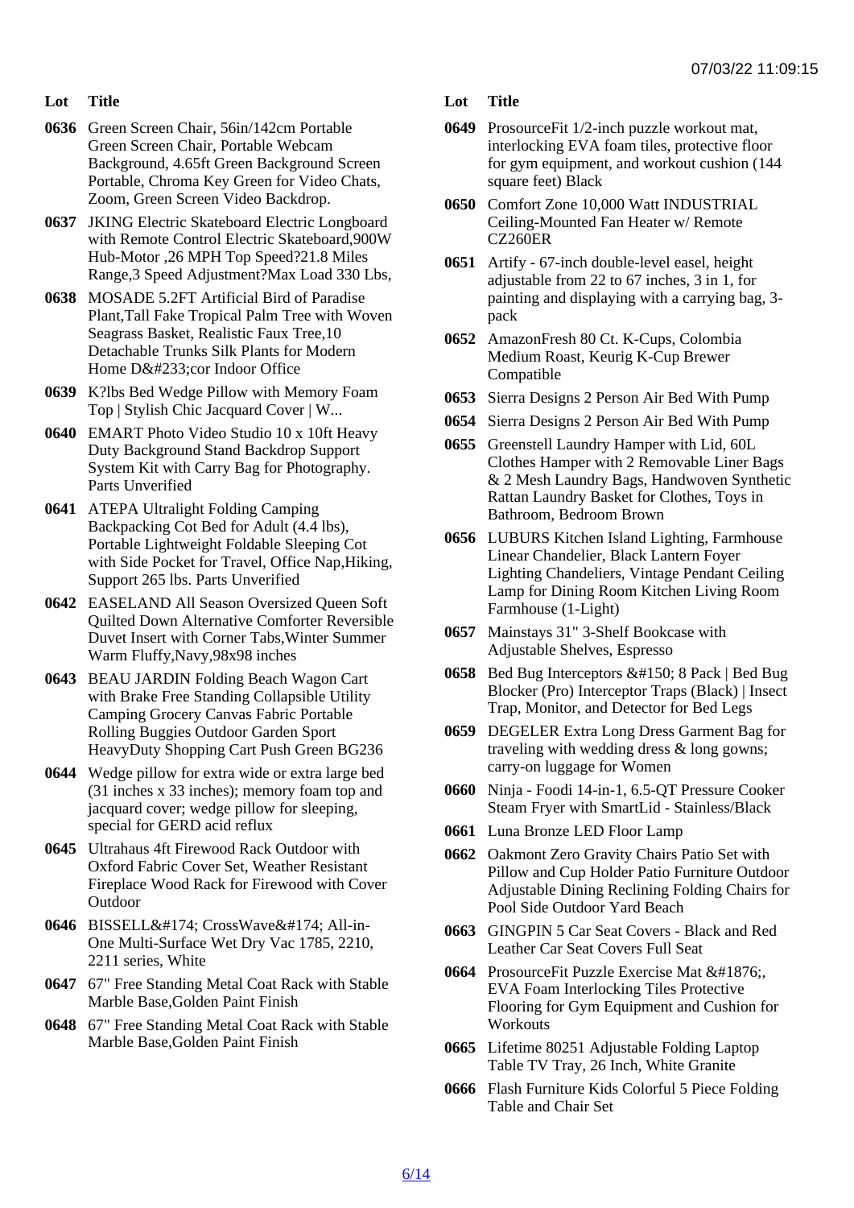| Lot | Title |
| --- | --- |
| 0636 | Green Screen Chair, 56in/142cm Portable Green Screen Chair, Portable Webcam Background, 4.65ft Green Background Screen Portable, Chroma Key Green for Video Chats, Zoom, Green Screen Video Backdrop. |
| 0637 | JKING Electric Skateboard Electric Longboard with Remote Control Electric Skateboard,900W Hub-Motor ,26 MPH Top Speed?21.8 Miles Range,3 Speed Adjustment?Max Load 330 Lbs, |
| 0638 | MOSADE 5.2FT Artificial Bird of Paradise Plant,Tall Fake Tropical Palm Tree with Woven Seagrass Basket, Realistic Faux Tree,10 Detachable Trunks Silk Plants for Modern Home D&#233;cor Indoor Office |
| 0639 | K?lbs Bed Wedge Pillow with Memory Foam Top \| Stylish Chic Jacquard Cover \| W... |
| 0640 | EMART Photo Video Studio 10 x 10ft Heavy Duty Background Stand Backdrop Support System Kit with Carry Bag for Photography. Parts Unverified |
| 0641 | ATEPA Ultralight Folding Camping Backpacking Cot Bed for Adult (4.4 lbs), Portable Lightweight Foldable Sleeping Cot with Side Pocket for Travel, Office Nap,Hiking, Support 265 lbs. Parts Unverified |
| 0642 | EASELAND All Season Oversized Queen Soft Quilted Down Alternative Comforter Reversible Duvet Insert with Corner Tabs,Winter Summer Warm Fluffy,Navy,98x98 inches |
| 0643 | BEAU JARDIN Folding Beach Wagon Cart with Brake Free Standing Collapsible Utility Camping Grocery Canvas Fabric Portable Rolling Buggies Outdoor Garden Sport HeavyDuty Shopping Cart Push Green BG236 |
| 0644 | Wedge pillow for extra wide or extra large bed (31 inches x 33 inches); memory foam top and jacquard cover; wedge pillow for sleeping, special for GERD acid reflux |
| 0645 | Ultrahaus 4ft Firewood Rack Outdoor with Oxford Fabric Cover Set, Weather Resistant Fireplace Wood Rack for Firewood with Cover Outdoor |
| 0646 | BISSELL&#174; CrossWave&#174; All-in-One Multi-Surface Wet Dry Vac 1785, 2210, 2211 series, White |
| 0647 | 67" Free Standing Metal Coat Rack with Stable Marble Base,Golden Paint Finish |
| 0648 | 67" Free Standing Metal Coat Rack with Stable Marble Base,Golden Paint Finish |
| 0649 | ProsourceFit 1/2-inch puzzle workout mat, interlocking EVA foam tiles, protective floor for gym equipment, and workout cushion (144 square feet) Black |
| 0650 | Comfort Zone 10,000 Watt INDUSTRIAL Ceiling-Mounted Fan Heater w/ Remote CZ260ER |
| 0651 | Artify - 67-inch double-level easel, height adjustable from 22 to 67 inches, 3 in 1, for painting and displaying with a carrying bag, 3-pack |
| 0652 | AmazonFresh 80 Ct. K-Cups, Colombia Medium Roast, Keurig K-Cup Brewer Compatible |
| 0653 | Sierra Designs 2 Person Air Bed With Pump |
| 0654 | Sierra Designs 2 Person Air Bed With Pump |
| 0655 | Greenstell Laundry Hamper with Lid, 60L Clothes Hamper with 2 Removable Liner Bags & 2 Mesh Laundry Bags, Handwoven Synthetic Rattan Laundry Basket for Clothes, Toys in Bathroom, Bedroom Brown |
| 0656 | LUBURS Kitchen Island Lighting, Farmhouse Linear Chandelier, Black Lantern Foyer Lighting Chandeliers, Vintage Pendant Ceiling Lamp for Dining Room Kitchen Living Room Farmhouse (1-Light) |
| 0657 | Mainstays 31" 3-Shelf Bookcase with Adjustable Shelves, Espresso |
| 0658 | Bed Bug Interceptors &#150; 8 Pack \| Bed Bug Blocker (Pro) Interceptor Traps (Black) \| Insect Trap, Monitor, and Detector for Bed Legs |
| 0659 | DEGELER Extra Long Dress Garment Bag for traveling with wedding dress & long gowns; carry-on luggage for Women |
| 0660 | Ninja - Foodi 14-in-1, 6.5-QT Pressure Cooker Steam Fryer with SmartLid - Stainless/Black |
| 0661 | Luna Bronze LED Floor Lamp |
| 0662 | Oakmont Zero Gravity Chairs Patio Set with Pillow and Cup Holder Patio Furniture Outdoor Adjustable Dining Reclining Folding Chairs for Pool Side Outdoor Yard Beach |
| 0663 | GINGPIN 5 Car Seat Covers - Black and Red Leather Car Seat Covers Full Seat |
| 0664 | ProsourceFit Puzzle Exercise Mat &#1876;, EVA Foam Interlocking Tiles Protective Flooring for Gym Equipment and Cushion for Workouts |
| 0665 | Lifetime 80251 Adjustable Folding Laptop Table TV Tray, 26 Inch, White Granite |
| 0666 | Flash Furniture Kids Colorful 5 Piece Folding Table and Chair Set |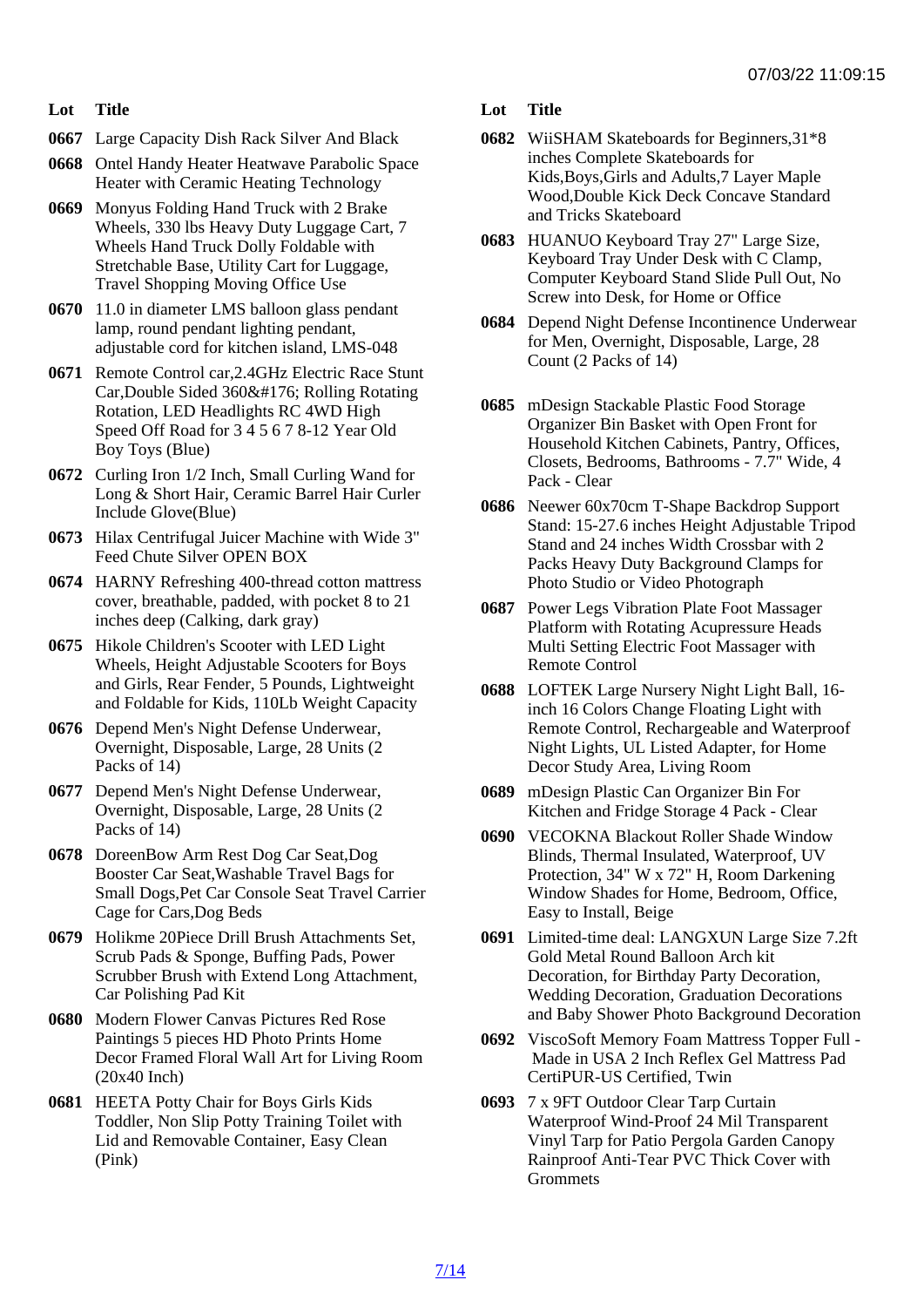| Lot | Title |
| --- | --- |
| 0667 | Large Capacity Dish Rack Silver And Black |
| 0668 | Ontel Handy Heater Heatwave Parabolic Space Heater with Ceramic Heating Technology |
| 0669 | Monyus Folding Hand Truck with 2 Brake Wheels, 330 lbs Heavy Duty Luggage Cart, 7 Wheels Hand Truck Dolly Foldable with Stretchable Base, Utility Cart for Luggage, Travel Shopping Moving Office Use |
| 0670 | 11.0 in diameter LMS balloon glass pendant lamp, round pendant lighting pendant, adjustable cord for kitchen island, LMS-048 |
| 0671 | Remote Control car,2.4GHz Electric Race Stunt Car,Double Sided 360&#176; Rolling Rotating Rotation, LED Headlights RC 4WD High Speed Off Road for 3 4 5 6 7 8-12 Year Old Boy Toys (Blue) |
| 0672 | Curling Iron 1/2 Inch, Small Curling Wand for Long & Short Hair, Ceramic Barrel Hair Curler Include Glove(Blue) |
| 0673 | Hilax Centrifugal Juicer Machine with Wide 3" Feed Chute Silver OPEN BOX |
| 0674 | HARNY Refreshing 400-thread cotton mattress cover, breathable, padded, with pocket 8 to 21 inches deep (Calking, dark gray) |
| 0675 | Hikole Children's Scooter with LED Light Wheels, Height Adjustable Scooters for Boys and Girls, Rear Fender, 5 Pounds, Lightweight and Foldable for Kids, 110Lb Weight Capacity |
| 0676 | Depend Men's Night Defense Underwear, Overnight, Disposable, Large, 28 Units (2 Packs of 14) |
| 0677 | Depend Men's Night Defense Underwear, Overnight, Disposable, Large, 28 Units (2 Packs of 14) |
| 0678 | DoreenBow Arm Rest Dog Car Seat,Dog Booster Car Seat,Washable Travel Bags for Small Dogs,Pet Car Console Seat Travel Carrier Cage for Cars,Dog Beds |
| 0679 | Holikme 20Piece Drill Brush Attachments Set, Scrub Pads & Sponge, Buffing Pads, Power Scrubber Brush with Extend Long Attachment, Car Polishing Pad Kit |
| 0680 | Modern Flower Canvas Pictures Red Rose Paintings 5 pieces HD Photo Prints Home Decor Framed Floral Wall Art for Living Room (20x40 Inch) |
| 0681 | HEETA Potty Chair for Boys Girls Kids Toddler, Non Slip Potty Training Toilet with Lid and Removable Container, Easy Clean (Pink) |
| 0682 | WiiSHAM Skateboards for Beginners,31*8 inches Complete Skateboards for Kids,Boys,Girls and Adults,7 Layer Maple Wood,Double Kick Deck Concave Standard and Tricks Skateboard |
| 0683 | HUANUO Keyboard Tray 27" Large Size, Keyboard Tray Under Desk with C Clamp, Computer Keyboard Stand Slide Pull Out, No Screw into Desk, for Home or Office |
| 0684 | Depend Night Defense Incontinence Underwear for Men, Overnight, Disposable, Large, 28 Count (2 Packs of 14) |
| 0685 | mDesign Stackable Plastic Food Storage Organizer Bin Basket with Open Front for Household Kitchen Cabinets, Pantry, Offices, Closets, Bedrooms, Bathrooms - 7.7" Wide, 4 Pack - Clear |
| 0686 | Neewer 60x70cm T-Shape Backdrop Support Stand: 15-27.6 inches Height Adjustable Tripod Stand and 24 inches Width Crossbar with 2 Packs Heavy Duty Background Clamps for Photo Studio or Video Photograph |
| 0687 | Power Legs Vibration Plate Foot Massager Platform with Rotating Acupressure Heads Multi Setting Electric Foot Massager with Remote Control |
| 0688 | LOFTEK Large Nursery Night Light Ball, 16-inch 16 Colors Change Floating Light with Remote Control, Rechargeable and Waterproof Night Lights, UL Listed Adapter, for Home Decor Study Area, Living Room |
| 0689 | mDesign Plastic Can Organizer Bin For Kitchen and Fridge Storage 4 Pack - Clear |
| 0690 | VECOKNA Blackout Roller Shade Window Blinds, Thermal Insulated, Waterproof, UV Protection, 34" W x 72" H, Room Darkening Window Shades for Home, Bedroom, Office, Easy to Install, Beige |
| 0691 | Limited-time deal: LANGXUN Large Size 7.2ft Gold Metal Round Balloon Arch kit Decoration, for Birthday Party Decoration, Wedding Decoration, Graduation Decorations and Baby Shower Photo Background Decoration |
| 0692 | ViscoSoft Memory Foam Mattress Topper Full - Made in USA 2 Inch Reflex Gel Mattress Pad CertiPUR-US Certified, Twin |
| 0693 | 7 x 9FT Outdoor Clear Tarp Curtain Waterproof Wind-Proof 24 Mil Transparent Vinyl Tarp for Patio Pergola Garden Canopy Rainproof Anti-Tear PVC Thick Cover with Grommets |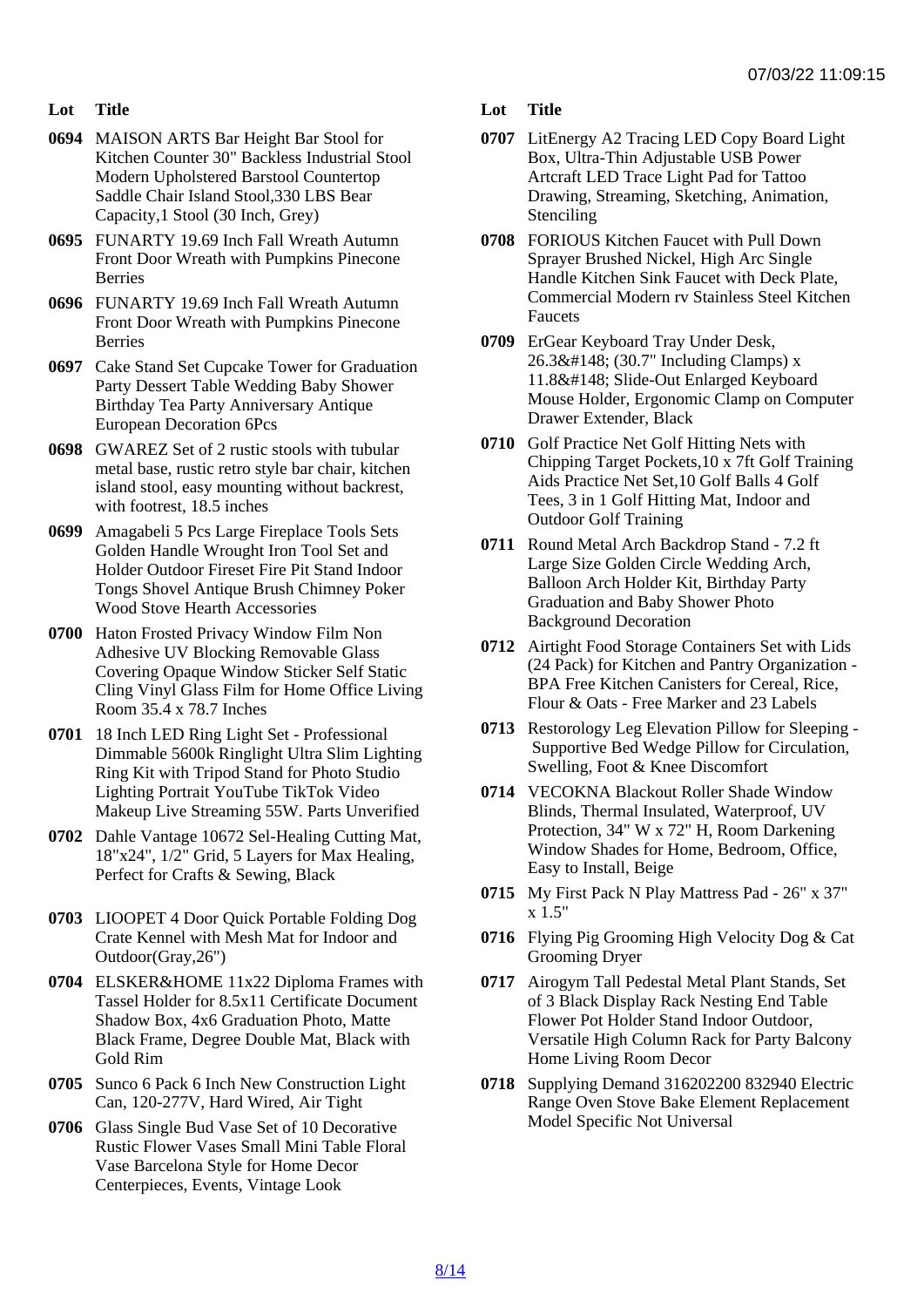| Lot | Title |
| --- | --- |
| 0694 | MAISON ARTS Bar Height Bar Stool for Kitchen Counter 30" Backless Industrial Stool Modern Upholstered Barstool Countertop Saddle Chair Island Stool,330 LBS Bear Capacity,1 Stool (30 Inch, Grey) |
| 0695 | FUNARTY 19.69 Inch Fall Wreath Autumn Front Door Wreath with Pumpkins Pinecone Berries |
| 0696 | FUNARTY 19.69 Inch Fall Wreath Autumn Front Door Wreath with Pumpkins Pinecone Berries |
| 0697 | Cake Stand Set Cupcake Tower for Graduation Party Dessert Table Wedding Baby Shower Birthday Tea Party Anniversary Antique European Decoration 6Pcs |
| 0698 | GWAREZ Set of 2 rustic stools with tubular metal base, rustic retro style bar chair, kitchen island stool, easy mounting without backrest, with footrest, 18.5 inches |
| 0699 | Amagabeli 5 Pcs Large Fireplace Tools Sets Golden Handle Wrought Iron Tool Set and Holder Outdoor Fireset Fire Pit Stand Indoor Tongs Shovel Antique Brush Chimney Poker Wood Stove Hearth Accessories |
| 0700 | Haton Frosted Privacy Window Film Non Adhesive UV Blocking Removable Glass Covering Opaque Window Sticker Self Static Cling Vinyl Glass Film for Home Office Living Room 35.4 x 78.7 Inches |
| 0701 | 18 Inch LED Ring Light Set - Professional Dimmable 5600k Ringlight Ultra Slim Lighting Ring Kit with Tripod Stand for Photo Studio Lighting Portrait YouTube TikTok Video Makeup Live Streaming 55W. Parts Unverified |
| 0702 | Dahle Vantage 10672 Sel-Healing Cutting Mat, 18"x24", 1/2" Grid, 5 Layers for Max Healing, Perfect for Crafts & Sewing, Black |
| 0703 | LIOOPET 4 Door Quick Portable Folding Dog Crate Kennel with Mesh Mat for Indoor and Outdoor(Gray,26") |
| 0704 | ELSKER&HOME 11x22 Diploma Frames with Tassel Holder for 8.5x11 Certificate Document Shadow Box, 4x6 Graduation Photo, Matte Black Frame, Degree Double Mat, Black with Gold Rim |
| 0705 | Sunco 6 Pack 6 Inch New Construction Light Can, 120-277V, Hard Wired, Air Tight |
| 0706 | Glass Single Bud Vase Set of 10 Decorative Rustic Flower Vases Small Mini Table Floral Vase Barcelona Style for Home Decor Centerpieces, Events, Vintage Look |
| 0707 | LitEnergy A2 Tracing LED Copy Board Light Box, Ultra-Thin Adjustable USB Power Artcraft LED Trace Light Pad for Tattoo Drawing, Streaming, Sketching, Animation, Stenciling |
| 0708 | FORIOUS Kitchen Faucet with Pull Down Sprayer Brushed Nickel, High Arc Single Handle Kitchen Sink Faucet with Deck Plate, Commercial Modern rv Stainless Steel Kitchen Faucets |
| 0709 | ErGear Keyboard Tray Under Desk, 26.3&#148; (30.7" Including Clamps) x 11.8&#148; Slide-Out Enlarged Keyboard Mouse Holder, Ergonomic Clamp on Computer Drawer Extender, Black |
| 0710 | Golf Practice Net Golf Hitting Nets with Chipping Target Pockets,10 x 7ft Golf Training Aids Practice Net Set,10 Golf Balls 4 Golf Tees, 3 in 1 Golf Hitting Mat, Indoor and Outdoor Golf Training |
| 0711 | Round Metal Arch Backdrop Stand - 7.2 ft Large Size Golden Circle Wedding Arch, Balloon Arch Holder Kit, Birthday Party Graduation and Baby Shower Photo Background Decoration |
| 0712 | Airtight Food Storage Containers Set with Lids (24 Pack) for Kitchen and Pantry Organization - BPA Free Kitchen Canisters for Cereal, Rice, Flour & Oats - Free Marker and 23 Labels |
| 0713 | Restorology Leg Elevation Pillow for Sleeping - Supportive Bed Wedge Pillow for Circulation, Swelling, Foot & Knee Discomfort |
| 0714 | VECOKNA Blackout Roller Shade Window Blinds, Thermal Insulated, Waterproof, UV Protection, 34" W x 72" H, Room Darkening Window Shades for Home, Bedroom, Office, Easy to Install, Beige |
| 0715 | My First Pack N Play Mattress Pad - 26" x 37" x 1.5" |
| 0716 | Flying Pig Grooming High Velocity Dog & Cat Grooming Dryer |
| 0717 | Airogym Tall Pedestal Metal Plant Stands, Set of 3 Black Display Rack Nesting End Table Flower Pot Holder Stand Indoor Outdoor, Versatile High Column Rack for Party Balcony Home Living Room Decor |
| 0718 | Supplying Demand 316202200 832940 Electric Range Oven Stove Bake Element Replacement Model Specific Not Universal |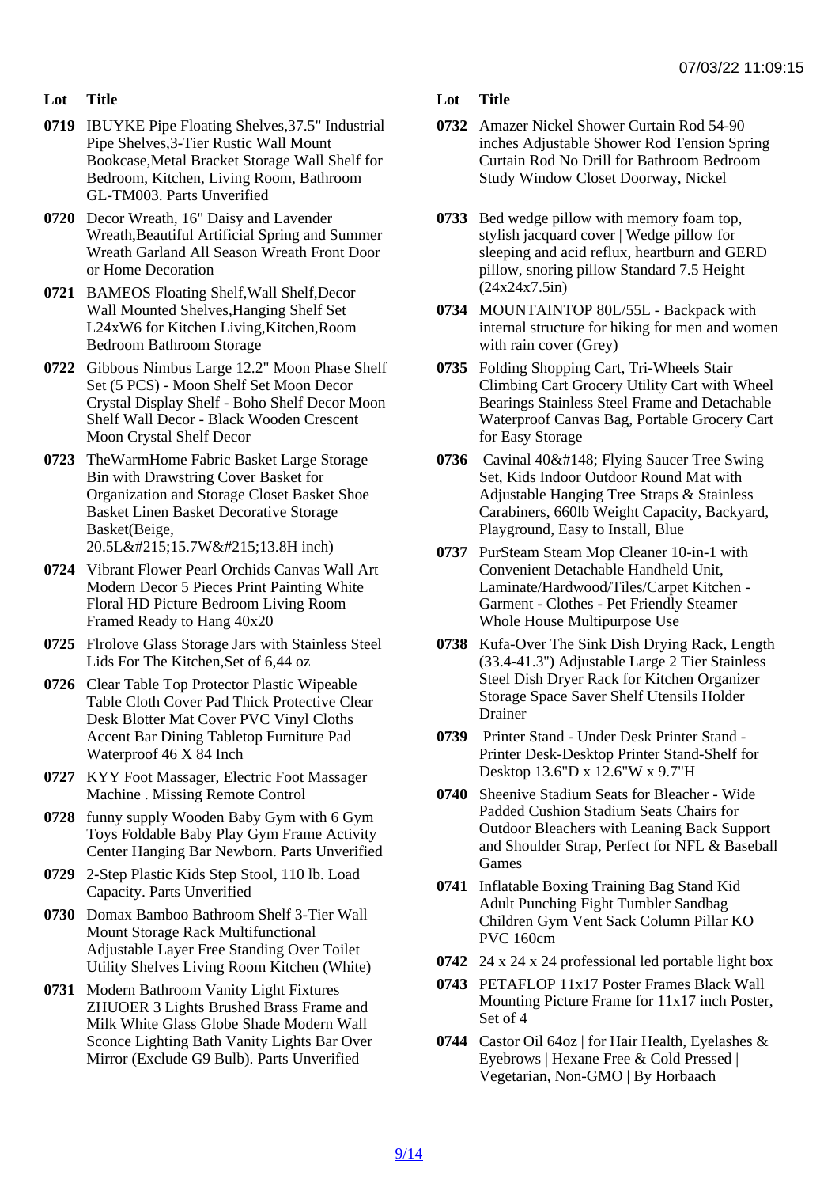| Lot | Title |
| --- | --- |
| 0719 | IBUYKE Pipe Floating Shelves,37.5" Industrial Pipe Shelves,3-Tier Rustic Wall Mount Bookcase,Metal Bracket Storage Wall Shelf for Bedroom, Kitchen, Living Room, Bathroom GL-TM003. Parts Unverified |
| 0720 | Decor Wreath, 16" Daisy and Lavender Wreath,Beautiful Artificial Spring and Summer Wreath Garland All Season Wreath Front Door or Home Decoration |
| 0721 | BAMEOS Floating Shelf,Wall Shelf,Decor Wall Mounted Shelves,Hanging Shelf Set L24xW6 for Kitchen Living,Kitchen,Room Bedroom Bathroom Storage |
| 0722 | Gibbous Nimbus Large 12.2" Moon Phase Shelf Set (5 PCS) - Moon Shelf Set Moon Decor Crystal Display Shelf - Boho Shelf Decor Moon Shelf Wall Decor - Black Wooden Crescent Moon Crystal Shelf Decor |
| 0723 | TheWarmHome Fabric Basket Large Storage Bin with Drawstring Cover Basket for Organization and Storage Closet Basket Shoe Basket Linen Basket Decorative Storage Basket(Beige, 20.5L&#215;15.7W&#215;13.8H inch) |
| 0724 | Vibrant Flower Pearl Orchids Canvas Wall Art Modern Decor 5 Pieces Print Painting White Floral HD Picture Bedroom Living Room Framed Ready to Hang 40x20 |
| 0725 | Flrolove Glass Storage Jars with Stainless Steel Lids For The Kitchen,Set of 6,44 oz |
| 0726 | Clear Table Top Protector Plastic Wipeable Table Cloth Cover Pad Thick Protective Clear Desk Blotter Mat Cover PVC Vinyl Cloths Accent Bar Dining Tabletop Furniture Pad Waterproof 46 X 84 Inch |
| 0727 | KYY Foot Massager, Electric Foot Massager Machine . Missing Remote Control |
| 0728 | funny supply Wooden Baby Gym with 6 Gym Toys Foldable Baby Play Gym Frame Activity Center Hanging Bar Newborn. Parts Unverified |
| 0729 | 2-Step Plastic Kids Step Stool, 110 lb. Load Capacity. Parts Unverified |
| 0730 | Domax Bamboo Bathroom Shelf 3-Tier Wall Mount Storage Rack Multifunctional Adjustable Layer Free Standing Over Toilet Utility Shelves Living Room Kitchen (White) |
| 0731 | Modern Bathroom Vanity Light Fixtures ZHUOER 3 Lights Brushed Brass Frame and Milk White Glass Globe Shade Modern Wall Sconce Lighting Bath Vanity Lights Bar Over Mirror (Exclude G9 Bulb). Parts Unverified |
| 0732 | Amazer Nickel Shower Curtain Rod 54-90 inches Adjustable Shower Rod Tension Spring Curtain Rod No Drill for Bathroom Bedroom Study Window Closet Doorway, Nickel |
| 0733 | Bed wedge pillow with memory foam top, stylish jacquard cover \| Wedge pillow for sleeping and acid reflux, heartburn and GERD pillow, snoring pillow Standard 7.5 Height (24x24x7.5in) |
| 0734 | MOUNTAINTOP 80L/55L - Backpack with internal structure for hiking for men and women with rain cover (Grey) |
| 0735 | Folding Shopping Cart, Tri-Wheels Stair Climbing Cart Grocery Utility Cart with Wheel Bearings Stainless Steel Frame and Detachable Waterproof Canvas Bag, Portable Grocery Cart for Easy Storage |
| 0736 | Cavinal 40&#148; Flying Saucer Tree Swing Set, Kids Indoor Outdoor Round Mat with Adjustable Hanging Tree Straps & Stainless Carabiners, 660lb Weight Capacity, Backyard, Playground, Easy to Install, Blue |
| 0737 | PurSteam Steam Mop Cleaner 10-in-1 with Convenient Detachable Handheld Unit, Laminate/Hardwood/Tiles/Carpet Kitchen - Garment - Clothes - Pet Friendly Steamer Whole House Multipurpose Use |
| 0738 | Kufa-Over The Sink Dish Drying Rack, Length (33.4-41.3") Adjustable Large 2 Tier Stainless Steel Dish Dryer Rack for Kitchen Organizer Storage Space Saver Shelf Utensils Holder Drainer |
| 0739 | Printer Stand - Under Desk Printer Stand - Printer Desk-Desktop Printer Stand-Shelf for Desktop 13.6"D x 12.6"W x 9.7"H |
| 0740 | Sheenive Stadium Seats for Bleacher - Wide Padded Cushion Stadium Seats Chairs for Outdoor Bleachers with Leaning Back Support and Shoulder Strap, Perfect for NFL & Baseball Games |
| 0741 | Inflatable Boxing Training Bag Stand Kid Adult Punching Fight Tumbler Sandbag Children Gym Vent Sack Column Pillar KO PVC 160cm |
| 0742 | 24 x 24 x 24 professional led portable light box |
| 0743 | PETAFLOP 11x17 Poster Frames Black Wall Mounting Picture Frame for 11x17 inch Poster, Set of 4 |
| 0744 | Castor Oil 64oz \| for Hair Health, Eyelashes & Eyebrows \| Hexane Free & Cold Pressed \| Vegetarian, Non-GMO \| By Horbaach |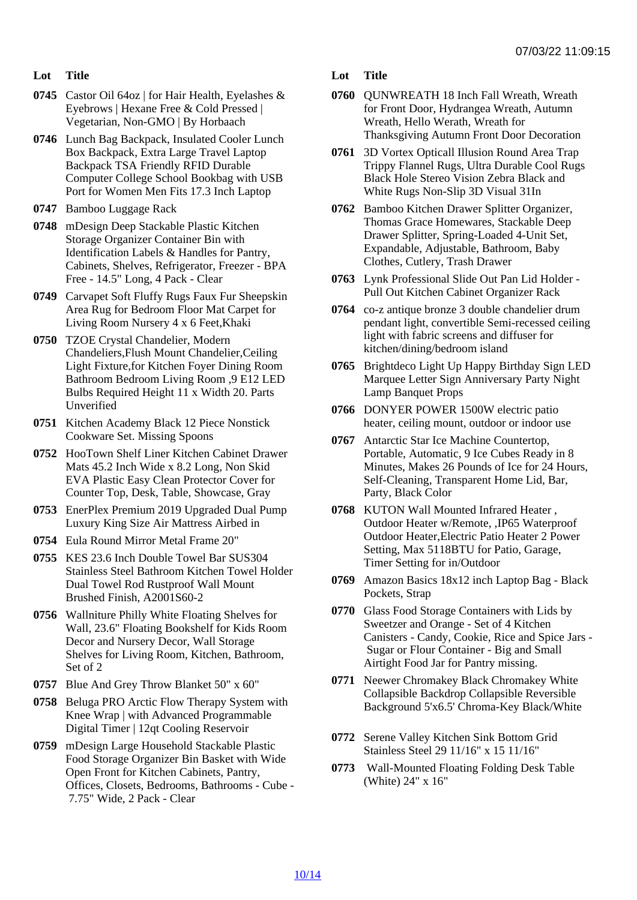| Lot | Title |
| --- | --- |
| 0745 | Castor Oil 64oz \| for Hair Health, Eyelashes & Eyebrows \| Hexane Free & Cold Pressed \| Vegetarian, Non-GMO \| By Horbaach |
| 0746 | Lunch Bag Backpack, Insulated Cooler Lunch Box Backpack, Extra Large Travel Laptop Backpack TSA Friendly RFID Durable Computer College School Bookbag with USB Port for Women Men Fits 17.3 Inch Laptop |
| 0747 | Bamboo Luggage Rack |
| 0748 | mDesign Deep Stackable Plastic Kitchen Storage Organizer Container Bin with Identification Labels & Handles for Pantry, Cabinets, Shelves, Refrigerator, Freezer - BPA Free - 14.5" Long, 4 Pack - Clear |
| 0749 | Carvapet Soft Fluffy Rugs Faux Fur Sheepskin Area Rug for Bedroom Floor Mat Carpet for Living Room Nursery 4 x 6 Feet,Khaki |
| 0750 | TZOE Crystal Chandelier, Modern Chandeliers,Flush Mount Chandelier,Ceiling Light Fixture,for Kitchen Foyer Dining Room Bathroom Bedroom Living Room ,9 E12 LED Bulbs Required Height 11 x Width 20. Parts Unverified |
| 0751 | Kitchen Academy Black 12 Piece Nonstick Cookware Set. Missing Spoons |
| 0752 | HooTown Shelf Liner Kitchen Cabinet Drawer Mats 45.2 Inch Wide x 8.2 Long, Non Skid EVA Plastic Easy Clean Protector Cover for Counter Top, Desk, Table, Showcase, Gray |
| 0753 | EnerPlex Premium 2019 Upgraded Dual Pump Luxury King Size Air Mattress Airbed in |
| 0754 | Eula Round Mirror Metal Frame 20" |
| 0755 | KES 23.6 Inch Double Towel Bar SUS304 Stainless Steel Bathroom Kitchen Towel Holder Dual Towel Rod Rustproof Wall Mount Brushed Finish, A2001S60-2 |
| 0756 | Wallniture Philly White Floating Shelves for Wall, 23.6" Floating Bookshelf for Kids Room Decor and Nursery Decor, Wall Storage Shelves for Living Room, Kitchen, Bathroom, Set of 2 |
| 0757 | Blue And Grey Throw Blanket 50" x 60" |
| 0758 | Beluga PRO Arctic Flow Therapy System with Knee Wrap \| with Advanced Programmable Digital Timer \| 12qt Cooling Reservoir |
| 0759 | mDesign Large Household Stackable Plastic Food Storage Organizer Bin Basket with Wide Open Front for Kitchen Cabinets, Pantry, Offices, Closets, Bedrooms, Bathrooms - Cube - 7.75" Wide, 2 Pack - Clear |
| 0760 | QUNWREATH 18 Inch Fall Wreath, Wreath for Front Door, Hydrangea Wreath, Autumn Wreath, Hello Werath, Wreath for Thanksgiving Autumn Front Door Decoration |
| 0761 | 3D Vortex Opticall Illusion Round Area Trap Trippy Flannel Rugs, Ultra Durable Cool Rugs Black Hole Stereo Vision Zebra Black and White Rugs Non-Slip 3D Visual 31In |
| 0762 | Bamboo Kitchen Drawer Splitter Organizer, Thomas Grace Homewares, Stackable Deep Drawer Splitter, Spring-Loaded 4-Unit Set, Expandable, Adjustable, Bathroom, Baby Clothes, Cutlery, Trash Drawer |
| 0763 | Lynk Professional Slide Out Pan Lid Holder - Pull Out Kitchen Cabinet Organizer Rack |
| 0764 | co-z antique bronze 3 double chandelier drum pendant light, convertible Semi-recessed ceiling light with fabric screens and diffuser for kitchen/dining/bedroom island |
| 0765 | Brightdeco Light Up Happy Birthday Sign LED Marquee Letter Sign Anniversary Party Night Lamp Banquet Props |
| 0766 | DONYER POWER 1500W electric patio heater, ceiling mount, outdoor or indoor use |
| 0767 | Antarctic Star Ice Machine Countertop, Portable, Automatic, 9 Ice Cubes Ready in 8 Minutes, Makes 26 Pounds of Ice for 24 Hours, Self-Cleaning, Transparent Home Lid, Bar, Party, Black Color |
| 0768 | KUTON Wall Mounted Infrared Heater , Outdoor Heater w/Remote, ,IP65 Waterproof Outdoor Heater,Electric Patio Heater 2 Power Setting, Max 5118BTU for Patio, Garage, Timer Setting for in/Outdoor |
| 0769 | Amazon Basics 18x12 inch Laptop Bag - Black Pockets, Strap |
| 0770 | Glass Food Storage Containers with Lids by Sweetzer and Orange - Set of 4 Kitchen Canisters - Candy, Cookie, Rice and Spice Jars - Sugar or Flour Container - Big and Small Airtight Food Jar for Pantry missing. |
| 0771 | Neewer Chromakey Black Chromakey White Collapsible Backdrop Collapsible Reversible Background 5'x6.5' Chroma-Key Black/White |
| 0772 | Serene Valley Kitchen Sink Bottom Grid Stainless Steel 29 11/16" x 15 11/16" |
| 0773 | Wall-Mounted Floating Folding Desk Table (White) 24" x 16" |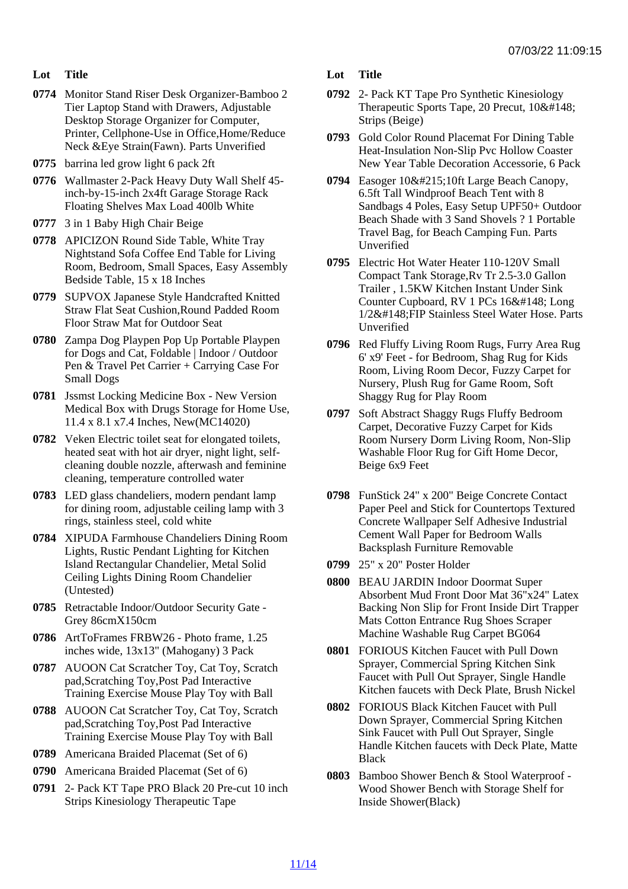| Lot | Title |
| --- | --- |
| 0774 | Monitor Stand Riser Desk Organizer-Bamboo 2 Tier Laptop Stand with Drawers, Adjustable Desktop Storage Organizer for Computer, Printer, Cellphone-Use in Office,Home/Reduce Neck &Eye Strain(Fawn). Parts Unverified |
| 0775 | barrina led grow light 6 pack 2ft |
| 0776 | Wallmaster 2-Pack Heavy Duty Wall Shelf 45-inch-by-15-inch 2x4ft Garage Storage Rack Floating Shelves Max Load 400lb White |
| 0777 | 3 in 1 Baby High Chair Beige |
| 0778 | APICIZON Round Side Table, White Tray Nightstand Sofa Coffee End Table for Living Room, Bedroom, Small Spaces, Easy Assembly Bedside Table, 15 x 18 Inches |
| 0779 | SUPVOX Japanese Style Handcrafted Knitted Straw Flat Seat Cushion,Round Padded Room Floor Straw Mat for Outdoor Seat |
| 0780 | Zampa Dog Playpen Pop Up Portable Playpen for Dogs and Cat, Foldable \| Indoor / Outdoor Pen & Travel Pet Carrier + Carrying Case For Small Dogs |
| 0781 | Jssmst Locking Medicine Box - New Version Medical Box with Drugs Storage for Home Use, 11.4 x 8.1 x7.4 Inches, New(MC14020) |
| 0782 | Veken Electric toilet seat for elongated toilets, heated seat with hot air dryer, night light, self-cleaning double nozzle, afterwash and feminine cleaning, temperature controlled water |
| 0783 | LED glass chandeliers, modern pendant lamp for dining room, adjustable ceiling lamp with 3 rings, stainless steel, cold white |
| 0784 | XIPUDA Farmhouse Chandeliers Dining Room Lights, Rustic Pendant Lighting for Kitchen Island Rectangular Chandelier, Metal Solid Ceiling Lights Dining Room Chandelier (Untested) |
| 0785 | Retractable Indoor/Outdoor Security Gate - Grey 86cmX150cm |
| 0786 | ArtToFrames FRBW26 - Photo frame, 1.25 inches wide, 13x13" (Mahogany) 3 Pack |
| 0787 | AUOON Cat Scratcher Toy, Cat Toy, Scratch pad,Scratching Toy,Post Pad Interactive Training Exercise Mouse Play Toy with Ball |
| 0788 | AUOON Cat Scratcher Toy, Cat Toy, Scratch pad,Scratching Toy,Post Pad Interactive Training Exercise Mouse Play Toy with Ball |
| 0789 | Americana Braided Placemat (Set of 6) |
| 0790 | Americana Braided Placemat (Set of 6) |
| 0791 | 2- Pack KT Tape PRO Black 20 Pre-cut 10 inch Strips Kinesiology Therapeutic Tape |
| 0792 | 2- Pack KT Tape Pro Synthetic Kinesiology Therapeutic Sports Tape, 20 Precut, 10&#148; Strips (Beige) |
| 0793 | Gold Color Round Placemat For Dining Table Heat-Insulation Non-Slip Pvc Hollow Coaster New Year Table Decoration Accessorie, 6 Pack |
| 0794 | Easoger 10&#215;10ft Large Beach Canopy, 6.5ft Tall Windproof Beach Tent with 8 Sandbags 4 Poles, Easy Setup UPF50+ Outdoor Beach Shade with 3 Sand Shovels ? 1 Portable Travel Bag, for Beach Camping Fun. Parts Unverified |
| 0795 | Electric Hot Water Heater 110-120V Small Compact Tank Storage,Rv Tr 2.5-3.0 Gallon Trailer , 1.5KW Kitchen Instant Under Sink Counter Cupboard, RV 1 PCs 16&#148; Long 1/2&#148;FIP Stainless Steel Water Hose. Parts Unverified |
| 0796 | Red Fluffy Living Room Rugs, Furry Area Rug 6' x9' Feet - for Bedroom, Shag Rug for Kids Room, Living Room Decor, Fuzzy Carpet for Nursery, Plush Rug for Game Room, Soft Shaggy Rug for Play Room |
| 0797 | Soft Abstract Shaggy Rugs Fluffy Bedroom Carpet, Decorative Fuzzy Carpet for Kids Room Nursery Dorm Living Room, Non-Slip Washable Floor Rug for Gift Home Decor, Beige 6x9 Feet |
| 0798 | FunStick 24" x 200" Beige Concrete Contact Paper Peel and Stick for Countertops Textured Concrete Wallpaper Self Adhesive Industrial Cement Wall Paper for Bedroom Walls Backsplash Furniture Removable |
| 0799 | 25" x 20" Poster Holder |
| 0800 | BEAU JARDIN Indoor Doormat Super Absorbent Mud Front Door Mat 36"x24" Latex Backing Non Slip for Front Inside Dirt Trapper Mats Cotton Entrance Rug Shoes Scraper Machine Washable Rug Carpet BG064 |
| 0801 | FORIOUS Kitchen Faucet with Pull Down Sprayer, Commercial Spring Kitchen Sink Faucet with Pull Out Sprayer, Single Handle Kitchen faucets with Deck Plate, Brush Nickel |
| 0802 | FORIOUS Black Kitchen Faucet with Pull Down Sprayer, Commercial Spring Kitchen Sink Faucet with Pull Out Sprayer, Single Handle Kitchen faucets with Deck Plate, Matte Black |
| 0803 | Bamboo Shower Bench & Stool Waterproof - Wood Shower Bench with Storage Shelf for Inside Shower(Black) |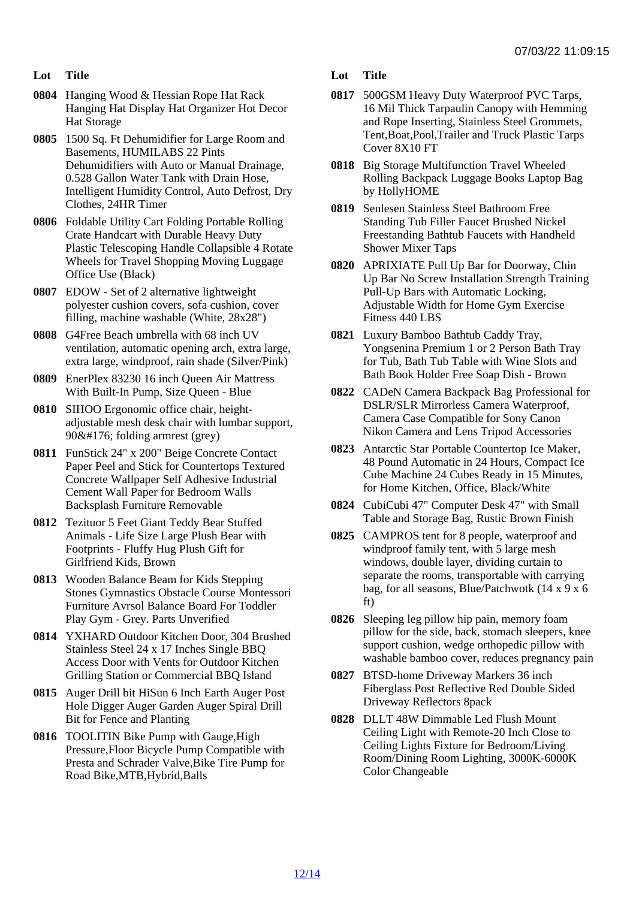07/03/22 11:09:15

| Lot | Title |
|---|---|
| 0804 | Hanging Wood & Hessian Rope Hat Rack Hanging Hat Display Hat Organizer Hot Decor Hat Storage |
| 0805 | 1500 Sq. Ft Dehumidifier for Large Room and Basements, HUMILABS 22 Pints Dehumidifiers with Auto or Manual Drainage, 0.528 Gallon Water Tank with Drain Hose, Intelligent Humidity Control, Auto Defrost, Dry Clothes, 24HR Timer |
| 0806 | Foldable Utility Cart Folding Portable Rolling Crate Handcart with Durable Heavy Duty Plastic Telescoping Handle Collapsible 4 Rotate Wheels for Travel Shopping Moving Luggage Office Use (Black) |
| 0807 | EDOW - Set of 2 alternative lightweight polyester cushion covers, sofa cushion, cover filling, machine washable (White, 28x28") |
| 0808 | G4Free Beach umbrella with 68 inch UV ventilation, automatic opening arch, extra large, extra large, windproof, rain shade (Silver/Pink) |
| 0809 | EnerPlex 83230 16 inch Queen Air Mattress With Built-In Pump, Size Queen - Blue |
| 0810 | SIHOO Ergonomic office chair, height-adjustable mesh desk chair with lumbar support, 90&#176; folding armrest (grey) |
| 0811 | FunStick 24" x 200" Beige Concrete Contact Paper Peel and Stick for Countertops Textured Concrete Wallpaper Self Adhesive Industrial Cement Wall Paper for Bedroom Walls Backsplash Furniture Removable |
| 0812 | Tezituor 5 Feet Giant Teddy Bear Stuffed Animals - Life Size Large Plush Bear with Footprints - Fluffy Hug Plush Gift for Girlfriend Kids, Brown |
| 0813 | Wooden Balance Beam for Kids Stepping Stones Gymnastics Obstacle Course Montessori Furniture Avrsol Balance Board For Toddler Play Gym - Grey. Parts Unverified |
| 0814 | YXHARD Outdoor Kitchen Door, 304 Brushed Stainless Steel 24 x 17 Inches Single BBQ Access Door with Vents for Outdoor Kitchen Grilling Station or Commercial BBQ Island |
| 0815 | Auger Drill bit HiSun 6 Inch Earth Auger Post Hole Digger Auger Garden Auger Spiral Drill Bit for Fence and Planting |
| 0816 | TOOLITIN Bike Pump with Gauge,High Pressure,Floor Bicycle Pump Compatible with Presta and Schrader Valve,Bike Tire Pump for Road Bike,MTB,Hybrid,Balls |
| 0817 | 500GSM Heavy Duty Waterproof PVC Tarps, 16 Mil Thick Tarpaulin Canopy with Hemming and Rope Inserting, Stainless Steel Grommets, Tent,Boat,Pool,Trailer and Truck Plastic Tarps Cover 8X10 FT |
| 0818 | Big Storage Multifunction Travel Wheeled Rolling Backpack Luggage Books Laptop Bag by HollyHOME |
| 0819 | Senlesen Stainless Steel Bathroom Free Standing Tub Filler Faucet Brushed Nickel Freestanding Bathtub Faucets with Handheld Shower Mixer Taps |
| 0820 | APRIXIATE Pull Up Bar for Doorway, Chin Up Bar No Screw Installation Strength Training Pull-Up Bars with Automatic Locking, Adjustable Width for Home Gym Exercise Fitness 440 LBS |
| 0821 | Luxury Bamboo Bathtub Caddy Tray, Yongsenina Premium 1 or 2 Person Bath Tray for Tub, Bath Tub Table with Wine Slots and Bath Book Holder Free Soap Dish - Brown |
| 0822 | CADeN Camera Backpack Bag Professional for DSLR/SLR Mirrorless Camera Waterproof, Camera Case Compatible for Sony Canon Nikon Camera and Lens Tripod Accessories |
| 0823 | Antarctic Star Portable Countertop Ice Maker, 48 Pound Automatic in 24 Hours, Compact Ice Cube Machine 24 Cubes Ready in 15 Minutes, for Home Kitchen, Office, Black/White |
| 0824 | CubiCubi 47" Computer Desk 47" with Small Table and Storage Bag, Rustic Brown Finish |
| 0825 | CAMPROS tent for 8 people, waterproof and windproof family tent, with 5 large mesh windows, double layer, dividing curtain to separate the rooms, transportable with carrying bag, for all seasons, Blue/Patchwotk (14 x 9 x 6 ft) |
| 0826 | Sleeping leg pillow hip pain, memory foam pillow for the side, back, stomach sleepers, knee support cushion, wedge orthopedic pillow with washable bamboo cover, reduces pregnancy pain |
| 0827 | BTSD-home Driveway Markers 36 inch Fiberglass Post Reflective Red Double Sided Driveway Reflectors 8pack |
| 0828 | DLLT 48W Dimmable Led Flush Mount Ceiling Light with Remote-20 Inch Close to Ceiling Lights Fixture for Bedroom/Living Room/Dining Room Lighting, 3000K-6000K Color Changeable |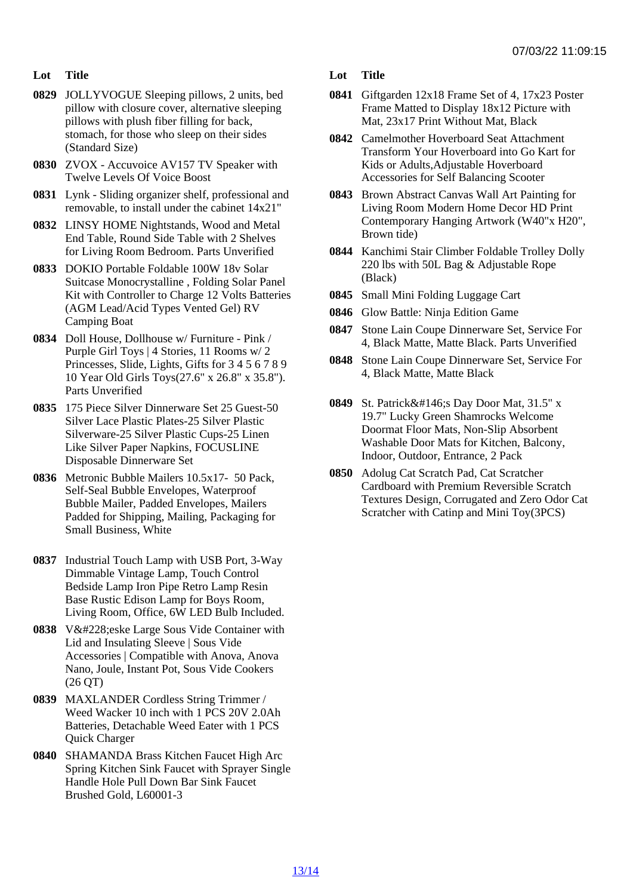| Lot | Title |
|---|---|
| 0829 | JOLLYVOGUE Sleeping pillows, 2 units, bed pillow with closure cover, alternative sleeping pillows with plush fiber filling for back, stomach, for those who sleep on their sides (Standard Size) |
| 0830 | ZVOX - Accuvoice AV157 TV Speaker with Twelve Levels Of Voice Boost |
| 0831 | Lynk - Sliding organizer shelf, professional and removable, to install under the cabinet 14x21" |
| 0832 | LINSY HOME Nightstands, Wood and Metal End Table, Round Side Table with 2 Shelves for Living Room Bedroom. Parts Unverified |
| 0833 | DOKIO Portable Foldable 100W 18v Solar Suitcase Monocrystalline , Folding Solar Panel Kit with Controller to Charge 12 Volts Batteries (AGM Lead/Acid Types Vented Gel) RV Camping Boat |
| 0834 | Doll House, Dollhouse w/ Furniture - Pink / Purple Girl Toys \| 4 Stories, 11 Rooms w/ 2 Princesses, Slide, Lights, Gifts for 3 4 5 6 7 8 9 10 Year Old Girls Toys(27.6" x 26.8" x 35.8"). Parts Unverified |
| 0835 | 175 Piece Silver Dinnerware Set 25 Guest-50 Silver Lace Plastic Plates-25 Silver Plastic Silverware-25 Silver Plastic Cups-25 Linen Like Silver Paper Napkins, FOCUSLINE Disposable Dinnerware Set |
| 0836 | Metronic Bubble Mailers 10.5x17- 50 Pack, Self-Seal Bubble Envelopes, Waterproof Bubble Mailer, Padded Envelopes, Mailers Padded for Shipping, Mailing, Packaging for Small Business, White |
| 0837 | Industrial Touch Lamp with USB Port, 3-Way Dimmable Vintage Lamp, Touch Control Bedside Lamp Iron Pipe Retro Lamp Resin Base Rustic Edison Lamp for Boys Room, Living Room, Office, 6W LED Bulb Included. |
| 0838 | V&#228;eske Large Sous Vide Container with Lid and Insulating Sleeve \| Sous Vide Accessories \| Compatible with Anova, Anova Nano, Joule, Instant Pot, Sous Vide Cookers (26 QT) |
| 0839 | MAXLANDER Cordless String Trimmer / Weed Wacker 10 inch with 1 PCS 20V 2.0Ah Batteries, Detachable Weed Eater with 1 PCS Quick Charger |
| 0840 | SHAMANDA Brass Kitchen Faucet High Arc Spring Kitchen Sink Faucet with Sprayer Single Handle Hole Pull Down Bar Sink Faucet Brushed Gold, L60001-3 |
| 0841 | Giftgarden 12x18 Frame Set of 4, 17x23 Poster Frame Matted to Display 18x12 Picture with Mat, 23x17 Print Without Mat, Black |
| 0842 | Camelmother Hoverboard Seat Attachment Transform Your Hoverboard into Go Kart for Kids or Adults,Adjustable Hoverboard Accessories for Self Balancing Scooter |
| 0843 | Brown Abstract Canvas Wall Art Painting for Living Room Modern Home Decor HD Print Contemporary Hanging Artwork (W40"x H20", Brown tide) |
| 0844 | Kanchimi Stair Climber Foldable Trolley Dolly 220 lbs with 50L Bag & Adjustable Rope (Black) |
| 0845 | Small Mini Folding Luggage Cart |
| 0846 | Glow Battle: Ninja Edition Game |
| 0847 | Stone Lain Coupe Dinnerware Set, Service For 4, Black Matte, Matte Black. Parts Unverified |
| 0848 | Stone Lain Coupe Dinnerware Set, Service For 4, Black Matte, Matte Black |
| 0849 | St. Patrick&#146;s Day Door Mat, 31.5" x 19.7" Lucky Green Shamrocks Welcome Doormat Floor Mats, Non-Slip Absorbent Washable Door Mats for Kitchen, Balcony, Indoor, Outdoor, Entrance, 2 Pack |
| 0850 | Adolug Cat Scratch Pad, Cat Scratcher Cardboard with Premium Reversible Scratch Textures Design, Corrugated and Zero Odor Cat Scratcher with Catinp and Mini Toy(3PCS) |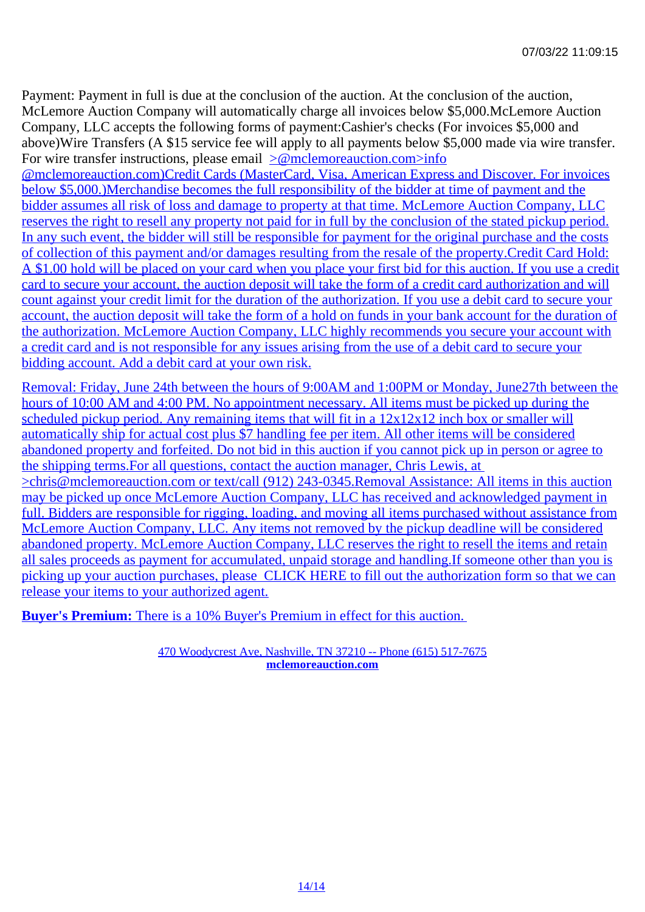Payment: Payment in full is due at the conclusion of the auction. At the conclusion of the auction, McLemore Auction Company will automatically charge all invoices below $5,000.McLemore Auction Company, LLC accepts the following forms of payment:Cashier's checks (For invoices $5,000 and above)Wire Transfers (A $15 service fee will apply to all payments below $5,000 made via wire transfer. For wire transfer instructions, please email >@mclemoreauction.com>info @mclemoreauction.com)Credit Cards (MasterCard, Visa, American Express and Discover. For invoices below $5,000.)Merchandise becomes the full responsibility of the bidder at time of payment and the bidder assumes all risk of loss and damage to property at that time. McLemore Auction Company, LLC reserves the right to resell any property not paid for in full by the conclusion of the stated pickup period. In any such event, the bidder will still be responsible for payment for the original purchase and the costs of collection of this payment and/or damages resulting from the resale of the property.Credit Card Hold: A $1.00 hold will be placed on your card when you place your first bid for this auction. If you use a credit card to secure your account, the auction deposit will take the form of a credit card authorization and will count against your credit limit for the duration of the authorization. If you use a debit card to secure your account, the auction deposit will take the form of a hold on funds in your bank account for the duration of the authorization. McLemore Auction Company, LLC highly recommends you secure your account with a credit card and is not responsible for any issues arising from the use of a debit card to secure your bidding account. Add a debit card at your own risk.

Removal: Friday, June 24th between the hours of 9:00AM and 1:00PM or Monday, June27th between the hours of 10:00 AM and 4:00 PM. No appointment necessary. All items must be picked up during the scheduled pickup period. Any remaining items that will fit in a 12x12x12 inch box or smaller will automatically ship for actual cost plus $7 handling fee per item. All other items will be considered abandoned property and forfeited. Do not bid in this auction if you cannot pick up in person or agree to the shipping terms.For all questions, contact the auction manager, Chris Lewis, at >chris@mclemoreauction.com or text/call (912) 243-0345.Removal Assistance: All items in this auction may be picked up once McLemore Auction Company, LLC has received and acknowledged payment in full. Bidders are responsible for rigging, loading, and moving all items purchased without assistance from McLemore Auction Company, LLC. Any items not removed by the pickup deadline will be considered abandoned property. McLemore Auction Company, LLC reserves the right to resell the items and retain all sales proceeds as payment for accumulated, unpaid storage and handling.If someone other than you is picking up your auction purchases, please CLICK HERE to fill out the authorization form so that we can release your items to your authorized agent.

**Buyer's Premium:** There is a 10% Buyer's Premium in effect for this auction.

470 Woodycrest Ave, Nashville, TN 37210 -- Phone (615) 517-7675
**mclemoreauction.com**